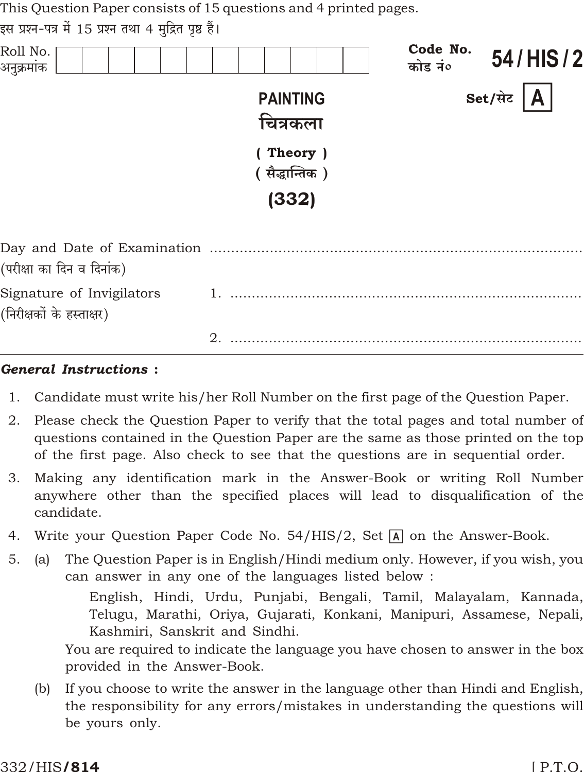This Question Paper consists of 15 questions and 4 printed pages.
इस प्रश्न-पत्र में 15 प्रश्न तथा 4 मुद्रित पृष्ठ हैं।

| Roll No. अनुक्रमांक | | | | | | | | | | | | |
|---|---|---|---|---|---|---|---|---|---|---|---|---|

**Code No.** कोड नं० **54 / HIS / 2**

**Set/सेट** **A**

# PAINTING
# चित्रकला

**( Theory )**
**( सैद्धान्तिक )**

**(332)**

Day and Date of Examination ..........................................................................
(परीक्षा का दिन व दिनांक)

Signature of Invigilators 1. ..........................................................................
(निरीक्षकों के हस्ताक्षर)

2. ..........................................................................

***General Instructions :***

1. Candidate must write his/her Roll Number on the first page of the Question Paper.
2. Please check the Question Paper to verify that the total pages and total number of questions contained in the Question Paper are the same as those printed on the top of the first page. Also check to see that the questions are in sequential order.
3. Making any identification mark in the Answer-Book or writing Roll Number anywhere other than the specified places will lead to disqualification of the candidate.
4. Write your Question Paper Code No. 54/HIS/2, Set A on the Answer-Book.
5. (a) The Question Paper is in English/Hindi medium only. However, if you wish, you can answer in any one of the languages listed below :

   English, Hindi, Urdu, Punjabi, Bengali, Tamil, Malayalam, Kannada, Telugu, Marathi, Oriya, Gujarati, Konkani, Manipuri, Assamese, Nepali, Kashmiri, Sanskrit and Sindhi.

   You are required to indicate the language you have chosen to answer in the box provided in the Answer-Book.

   (b) If you choose to write the answer in the language other than Hindi and English, the responsibility for any errors/mistakes in understanding the questions will be yours only.

332/HIS/**814**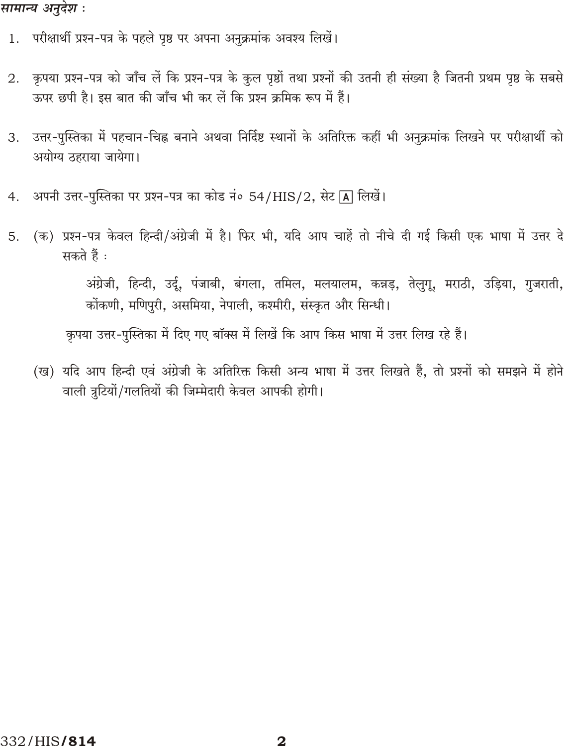*सामान्य अनुदेश :*

1. परीक्षार्थी प्रश्न-पत्र के पहले पृष्ठ पर अपना अनुक्रमांक अवश्य लिखें।

2. कृपया प्रश्न-पत्र को जाँच लें कि प्रश्न-पत्र के कुल पृष्ठों तथा प्रश्नों की उतनी ही संख्या है जितनी प्रथम पृष्ठ के सबसे ऊपर छपी है। इस बात की जाँच भी कर लें कि प्रश्न क्रमिक रूप में हैं।

3. उत्तर-पुस्तिका में पहचान-चिह्न बनाने अथवा निर्दिष्ट स्थानों के अतिरिक्त कहीं भी अनुक्रमांक लिखने पर परीक्षार्थी को अयोग्य ठहराया जायेगा।

4. अपनी उत्तर-पुस्तिका पर प्रश्न-पत्र का कोड नं० 54/HIS/2, सेट A लिखें।

5. (क) प्रश्न-पत्र केवल हिन्दी/अंग्रेजी में है। फिर भी, यदि आप चाहें तो नीचे दी गई किसी एक भाषा में उत्तर दे सकते हैं :

   अंग्रेजी, हिन्दी, उर्दू, पंजाबी, बंगला, तमिल, मलयालम, कन्नड़, तेलुगू, मराठी, उड़िया, गुजराती, कोंकणी, मणिपुरी, असमिया, नेपाली, कश्मीरी, संस्कृत और सिन्धी।

   कृपया उत्तर-पुस्तिका में दिए गए बॉक्स में लिखें कि आप किस भाषा में उत्तर लिख रहे हैं।

   (ख) यदि आप हिन्दी एवं अंग्रेजी के अतिरिक्त किसी अन्य भाषा में उत्तर लिखते हैं, तो प्रश्नों को समझने में होने वाली त्रुटियों/गलतियों की जिम्मेदारी केवल आपकी होगी।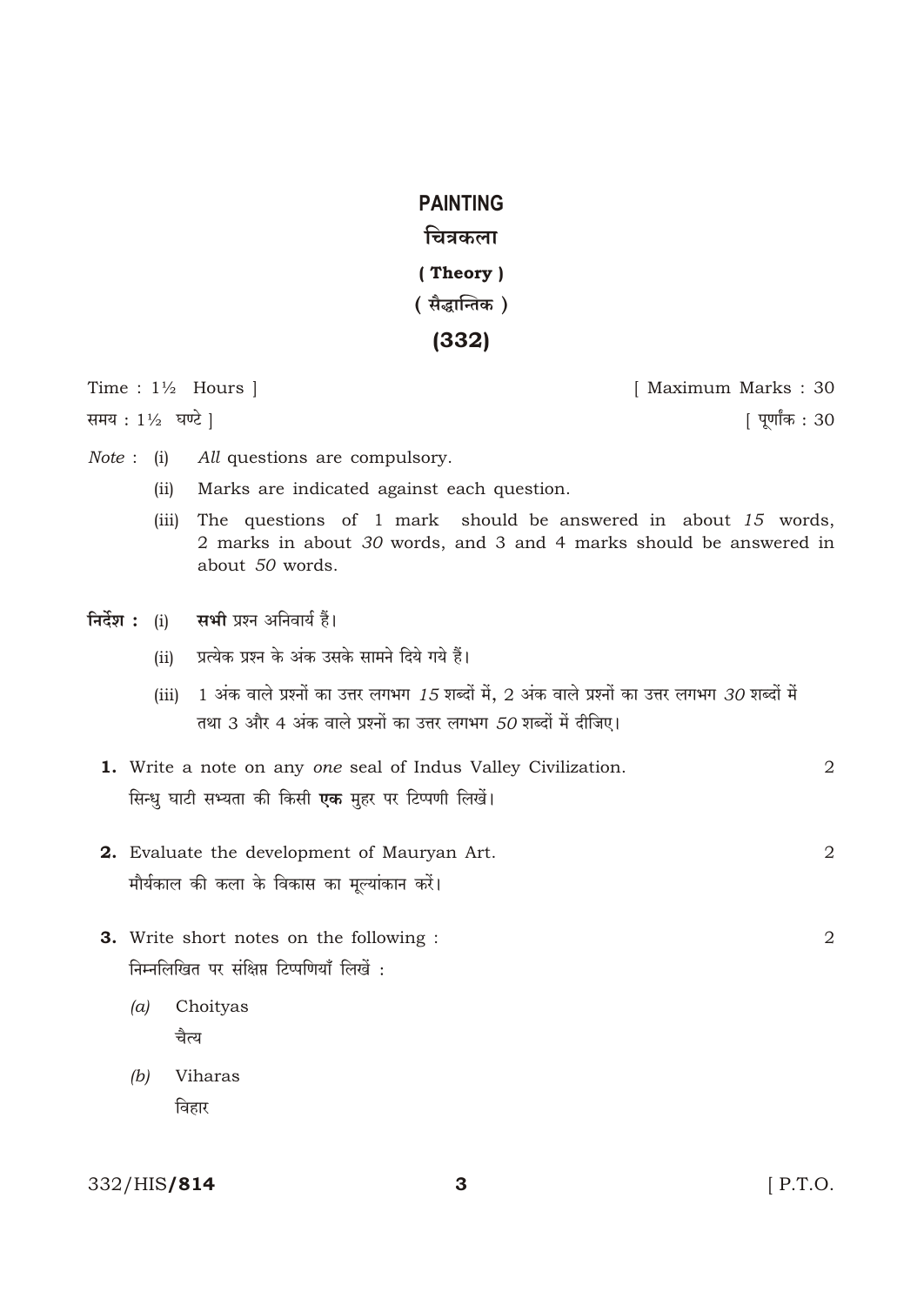# PAINTING

## चित्रकला

### ( Theory )

### ( सैद्धान्तिक )

### (332)

Time : 1½ Hours ] [ Maximum Marks : 30

समय : 1½ घण्टे ] [ पूर्णांक : 30

*Note* : (i) *All* questions are compulsory.

(ii) Marks are indicated against each question.

(iii) The questions of 1 mark should be answered in about *15* words, 2 marks in about *30* words, and 3 and 4 marks should be answered in about *50* words.

**निर्देश :** (i) **सभी** प्रश्न अनिवार्य हैं।

(ii) प्रत्येक प्रश्न के अंक उसके सामने दिये गये हैं।

(iii) 1 अंक वाले प्रश्नों का उत्तर लगभग *15* शब्दों में, 2 अंक वाले प्रश्नों का उत्तर लगभग *30* शब्दों में तथा 3 और 4 अंक वाले प्रश्नों का उत्तर लगभग *50* शब्दों में दीजिए।

**1.** Write a note on any *one* seal of Indus Valley Civilization. 2

सिन्धु घाटी सभ्यता की किसी **एक** मुहर पर टिप्पणी लिखें।

**2.** Evaluate the development of Mauryan Art. 2

मौर्यकाल की कला के विकास का मूल्यांकन करें।

**3.** Write short notes on the following : 2

निम्नलिखित पर संक्षिप्त टिप्पणियाँ लिखें :

*(a)* Choityas

चैत्य

*(b)* Viharas

विहार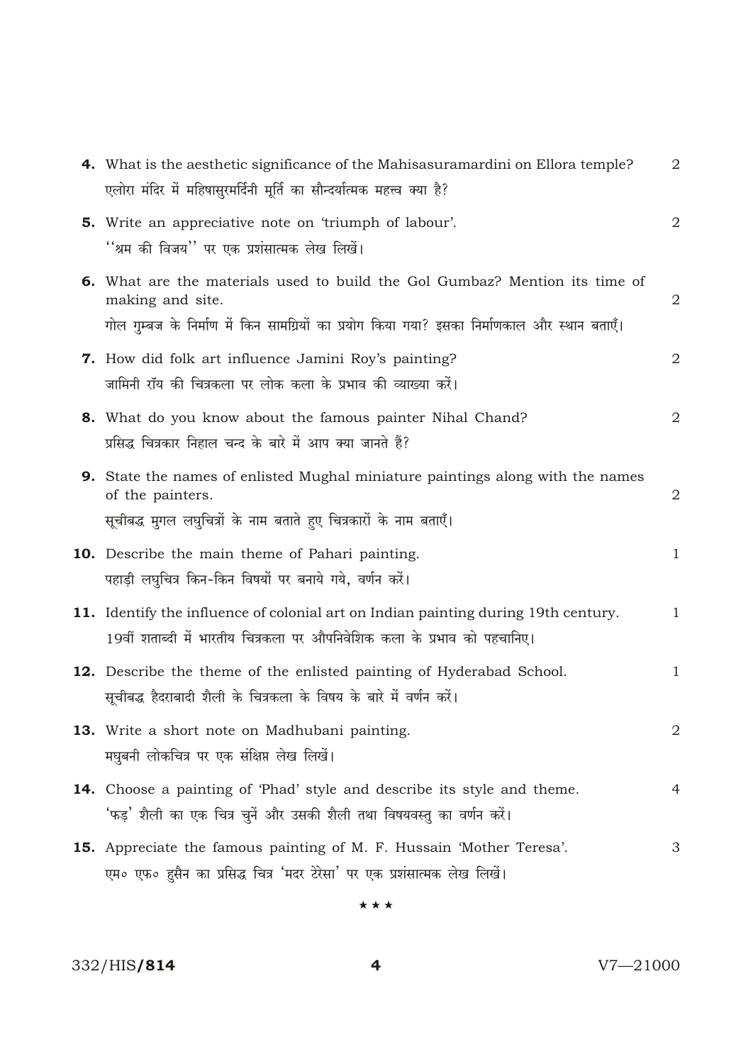**4.** What is the aesthetic significance of the Mahisasuramardini on Ellora temple? 2

एलोरा मंदिर में महिषासुरमर्दिनी मूर्ति का सौन्दर्यात्मक महत्त्व क्या है?

**5.** Write an appreciative note on 'triumph of labour'. 2

''श्रम की विजय'' पर एक प्रशंसात्मक लेख लिखें।

**6.** What are the materials used to build the Gol Gumbaz? Mention its time of making and site. 2

गोल गुम्बज के निर्माण में किन सामग्रियों का प्रयोग किया गया? इसका निर्माणकाल और स्थान बताएँ।

**7.** How did folk art influence Jamini Roy's painting? 2

जामिनी रॉय की चित्रकला पर लोक कला के प्रभाव की व्याख्या करें।

**8.** What do you know about the famous painter Nihal Chand? 2

प्रसिद्ध चित्रकार निहाल चन्द के बारे में आप क्या जानते हैं?

**9.** State the names of enlisted Mughal miniature paintings along with the names of the painters. 2

सूचीबद्ध मुगल लघुचित्रों के नाम बताते हुए चित्रकारों के नाम बताएँ।

**10.** Describe the main theme of Pahari painting. 1

पहाड़ी लघुचित्र किन-किन विषयों पर बनाये गये, वर्णन करें।

**11.** Identify the influence of colonial art on Indian painting during 19th century. 1

19वीं शताब्दी में भारतीय चित्रकला पर औपनिवेशिक कला के प्रभाव को पहचानिए।

**12.** Describe the theme of the enlisted painting of Hyderabad School. 1

सूचीबद्ध हैदराबादी शैली के चित्रकला के विषय के बारे में वर्णन करें।

**13.** Write a short note on Madhubani painting. 2

मधुबनी लोकचित्र पर एक संक्षिप्त लेख लिखें।

**14.** Choose a painting of 'Phad' style and describe its style and theme. 4

'फड़' शैली का एक चित्र चुनें और उसकी शैली तथा विषयवस्तु का वर्णन करें।

**15.** Appreciate the famous painting of M. F. Hussain 'Mother Teresa'. 3

एम० एफ० हुसैन का प्रसिद्ध चित्र 'मदर टेरेसा' पर एक प्रशंसात्मक लेख लिखें।

★ ★ ★

332/HIS/814 V7—21000